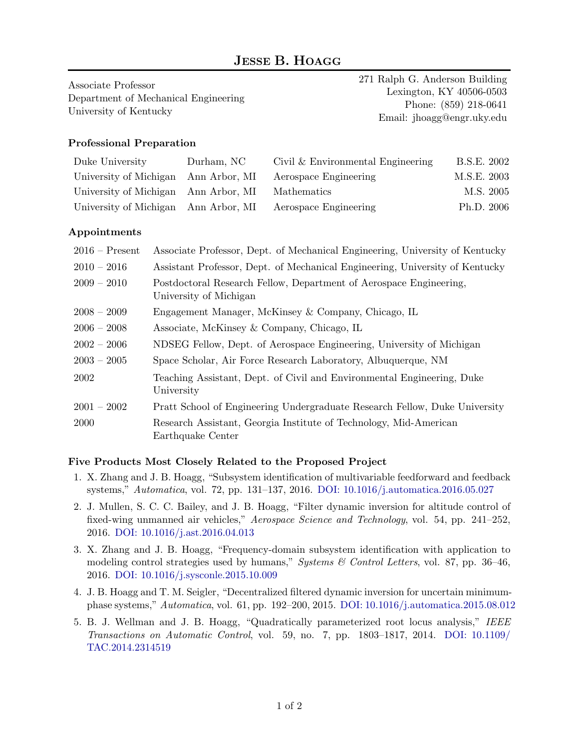# Jesse B. Hoagg

Associate Professor
Department of Mechanical Engineering
University of Kentucky

271 Ralph G. Anderson Building
Lexington, KY 40506-0503
Phone: (859) 218-0641
Email: jhoagg@engr.uky.edu

### Professional Preparation

| | | | |
|---|---|---|---|
| Duke University | Durham, NC | Civil & Environmental Engineering | B.S.E. 2002 |
| University of Michigan | Ann Arbor, MI | Aerospace Engineering | M.S.E. 2003 |
| University of Michigan | Ann Arbor, MI | Mathematics | M.S. 2005 |
| University of Michigan | Ann Arbor, MI | Aerospace Engineering | Ph.D. 2006 |

### Appointments

| | |
|---|---|
| 2016 – Present | Associate Professor, Dept. of Mechanical Engineering, University of Kentucky |
| 2010 – 2016 | Assistant Professor, Dept. of Mechanical Engineering, University of Kentucky |
| 2009 – 2010 | Postdoctoral Research Fellow, Department of Aerospace Engineering, University of Michigan |
| 2008 – 2009 | Engagement Manager, McKinsey & Company, Chicago, IL |
| 2006 – 2008 | Associate, McKinsey & Company, Chicago, IL |
| 2002 – 2006 | NDSEG Fellow, Dept. of Aerospace Engineering, University of Michigan |
| 2003 – 2005 | Space Scholar, Air Force Research Laboratory, Albuquerque, NM |
| 2002 | Teaching Assistant, Dept. of Civil and Environmental Engineering, Duke University |
| 2001 – 2002 | Pratt School of Engineering Undergraduate Research Fellow, Duke University |
| 2000 | Research Assistant, Georgia Institute of Technology, Mid-American Earthquake Center |

### Five Products Most Closely Related to the Proposed Project

1. X. Zhang and J. B. Hoagg, "Subsystem identification of multivariable feedforward and feedback systems," *Automatica*, vol. 72, pp. 131–137, 2016. DOI: 10.1016/j.automatica.2016.05.027
2. J. Mullen, S. C. C. Bailey, and J. B. Hoagg, "Filter dynamic inversion for altitude control of fixed-wing unmanned air vehicles," *Aerospace Science and Technology*, vol. 54, pp. 241–252, 2016. DOI: 10.1016/j.ast.2016.04.013
3. X. Zhang and J. B. Hoagg, "Frequency-domain subsystem identification with application to modeling control strategies used by humans," *Systems & Control Letters*, vol. 87, pp. 36–46, 2016. DOI: 10.1016/j.sysconle.2015.10.009
4. J. B. Hoagg and T. M. Seigler, "Decentralized filtered dynamic inversion for uncertain minimum-phase systems," *Automatica*, vol. 61, pp. 192–200, 2015. DOI: 10.1016/j.automatica.2015.08.012
5. B. J. Wellman and J. B. Hoagg, "Quadratically parameterized root locus analysis," *IEEE Transactions on Automatic Control*, vol. 59, no. 7, pp. 1803–1817, 2014. DOI: 10.1109/TAC.2014.2314519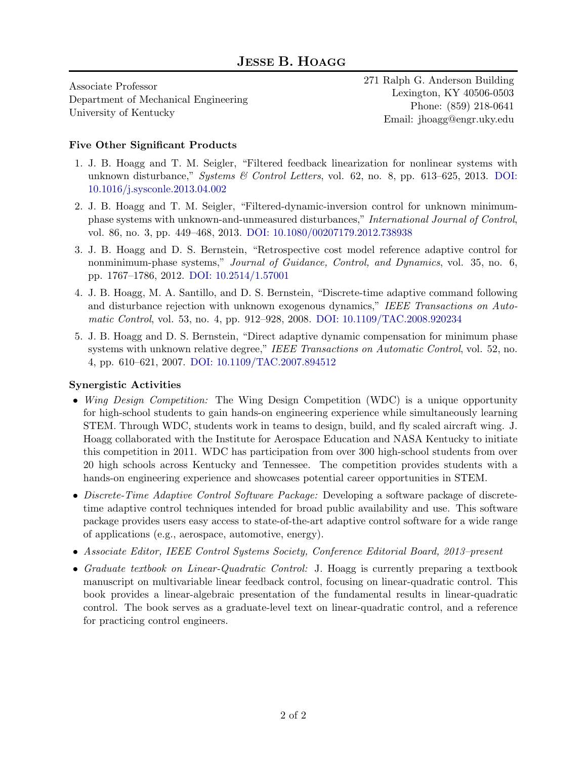# Jesse B. Hoagg

Associate Professor
Department of Mechanical Engineering
University of Kentucky

271 Ralph G. Anderson Building
Lexington, KY 40506-0503
Phone: (859) 218-0641
Email: jhoagg@engr.uky.edu

### Five Other Significant Products

1. J. B. Hoagg and T. M. Seigler, "Filtered feedback linearization for nonlinear systems with unknown disturbance," *Systems & Control Letters*, vol. 62, no. 8, pp. 613–625, 2013. DOI: 10.1016/j.sysconle.2013.04.002
2. J. B. Hoagg and T. M. Seigler, "Filtered-dynamic-inversion control for unknown minimum-phase systems with unknown-and-unmeasured disturbances," *International Journal of Control*, vol. 86, no. 3, pp. 449–468, 2013. DOI: 10.1080/00207179.2012.738938
3. J. B. Hoagg and D. S. Bernstein, "Retrospective cost model reference adaptive control for nonminimum-phase systems," *Journal of Guidance, Control, and Dynamics*, vol. 35, no. 6, pp. 1767–1786, 2012. DOI: 10.2514/1.57001
4. J. B. Hoagg, M. A. Santillo, and D. S. Bernstein, "Discrete-time adaptive command following and disturbance rejection with unknown exogenous dynamics," *IEEE Transactions on Automatic Control*, vol. 53, no. 4, pp. 912–928, 2008. DOI: 10.1109/TAC.2008.920234
5. J. B. Hoagg and D. S. Bernstein, "Direct adaptive dynamic compensation for minimum phase systems with unknown relative degree," *IEEE Transactions on Automatic Control*, vol. 52, no. 4, pp. 610–621, 2007. DOI: 10.1109/TAC.2007.894512

### Synergistic Activities

- *Wing Design Competition:* The Wing Design Competition (WDC) is a unique opportunity for high-school students to gain hands-on engineering experience while simultaneously learning STEM. Through WDC, students work in teams to design, build, and fly scaled aircraft wing. J. Hoagg collaborated with the Institute for Aerospace Education and NASA Kentucky to initiate this competition in 2011. WDC has participation from over 300 high-school students from over 20 high schools across Kentucky and Tennessee. The competition provides students with a hands-on engineering experience and showcases potential career opportunities in STEM.
- *Discrete-Time Adaptive Control Software Package:* Developing a software package of discrete-time adaptive control techniques intended for broad public availability and use. This software package provides users easy access to state-of-the-art adaptive control software for a wide range of applications (e.g., aerospace, automotive, energy).
- *Associate Editor, IEEE Control Systems Society, Conference Editorial Board, 2013–present*
- *Graduate textbook on Linear-Quadratic Control:* J. Hoagg is currently preparing a textbook manuscript on multivariable linear feedback control, focusing on linear-quadratic control. This book provides a linear-algebraic presentation of the fundamental results in linear-quadratic control. The book serves as a graduate-level text on linear-quadratic control, and a reference for practicing control engineers.